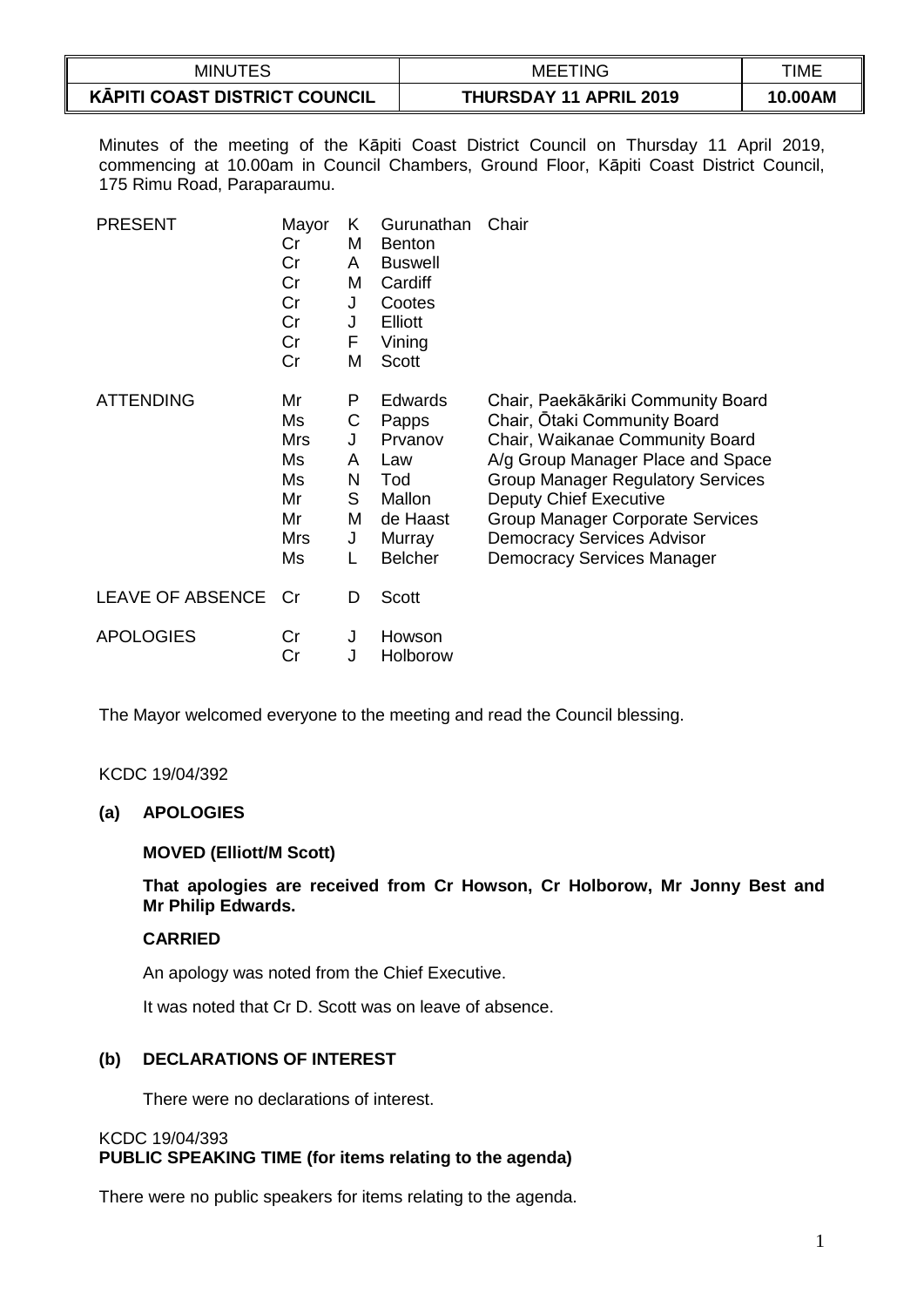| MINUTES | MEETING | TIME |
| --- | --- | --- |
| **KĀPITI COAST DISTRICT COUNCIL** | **THURSDAY 11 APRIL 2019** | **10.00AM** |

Minutes of the meeting of the Kāpiti Coast District Council on Thursday 11 April 2019, commencing at 10.00am in Council Chambers, Ground Floor, Kāpiti Coast District Council, 175 Rimu Road, Paraparaumu.

| | | | | |
| --- | --- | --- | --- | --- |
| PRESENT | Mayor | K | Gurunathan | Chair |
| | Cr | M | Benton | |
| | Cr | A | Buswell | |
| | Cr | M | Cardiff | |
| | Cr | J | Cootes | |
| | Cr | J | Elliott | |
| | Cr | F | Vining | |
| | Cr | M | Scott | |
| ATTENDING | Mr | P | Edwards | Chair, Paekākāriki Community Board |
| | Ms | C | Papps | Chair, Ōtaki Community Board |
| | Mrs | J | Prvanov | Chair, Waikanae Community Board |
| | Ms | A | Law | A/g Group Manager Place and Space |
| | Ms | N | Tod | Group Manager Regulatory Services |
| | Mr | S | Mallon | Deputy Chief Executive |
| | Mr | M | de Haast | Group Manager Corporate Services |
| | Mrs | J | Murray | Democracy Services Advisor |
| | Ms | L | Belcher | Democracy Services Manager |
| LEAVE OF ABSENCE | Cr | D | Scott | |
| APOLOGIES | Cr | J | Howson | |
| | Cr | J | Holborow | |

The Mayor welcomed everyone to the meeting and read the Council blessing.

KCDC 19/04/392

**(a) APOLOGIES**

**MOVED (Elliott/M Scott)**

**That apologies are received from Cr Howson, Cr Holborow, Mr Jonny Best and Mr Philip Edwards.**

**CARRIED**

An apology was noted from the Chief Executive.

It was noted that Cr D. Scott was on leave of absence.

**(b) DECLARATIONS OF INTEREST**

There were no declarations of interest.

KCDC 19/04/393
**PUBLIC SPEAKING TIME (for items relating to the agenda)**

There were no public speakers for items relating to the agenda.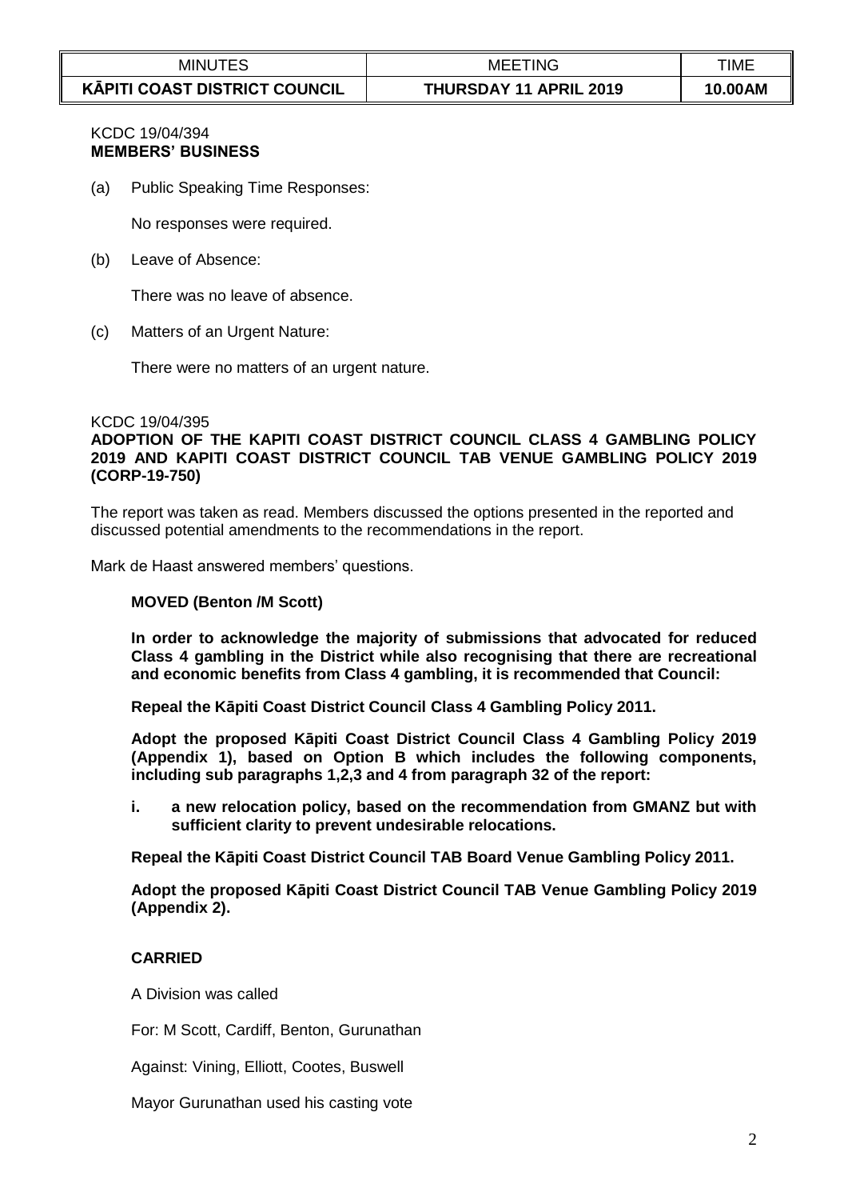KCDC 19/04/394
**MEMBERS' BUSINESS**

(a) Public Speaking Time Responses:

No responses were required.

(b) Leave of Absence:

There was no leave of absence.

(c) Matters of an Urgent Nature:

There were no matters of an urgent nature.

KCDC 19/04/395
**ADOPTION OF THE KAPITI COAST DISTRICT COUNCIL CLASS 4 GAMBLING POLICY 2019 AND KAPITI COAST DISTRICT COUNCIL TAB VENUE GAMBLING POLICY 2019 (CORP-19-750)**

The report was taken as read. Members discussed the options presented in the reported and discussed potential amendments to the recommendations in the report.

Mark de Haast answered members' questions.

**MOVED (Benton /M Scott)**

**In order to acknowledge the majority of submissions that advocated for reduced Class 4 gambling in the District while also recognising that there are recreational and economic benefits from Class 4 gambling, it is recommended that Council:**

**Repeal the Kāpiti Coast District Council Class 4 Gambling Policy 2011.**

**Adopt the proposed Kāpiti Coast District Council Class 4 Gambling Policy 2019 (Appendix 1), based on Option B which includes the following components, including sub paragraphs 1,2,3 and 4 from paragraph 32 of the report:**

**i. a new relocation policy, based on the recommendation from GMANZ but with sufficient clarity to prevent undesirable relocations.**

**Repeal the Kāpiti Coast District Council TAB Board Venue Gambling Policy 2011.**

**Adopt the proposed Kāpiti Coast District Council TAB Venue Gambling Policy 2019 (Appendix 2).**

**CARRIED**

A Division was called

For: M Scott, Cardiff, Benton, Gurunathan

Against: Vining, Elliott, Cootes, Buswell

Mayor Gurunathan used his casting vote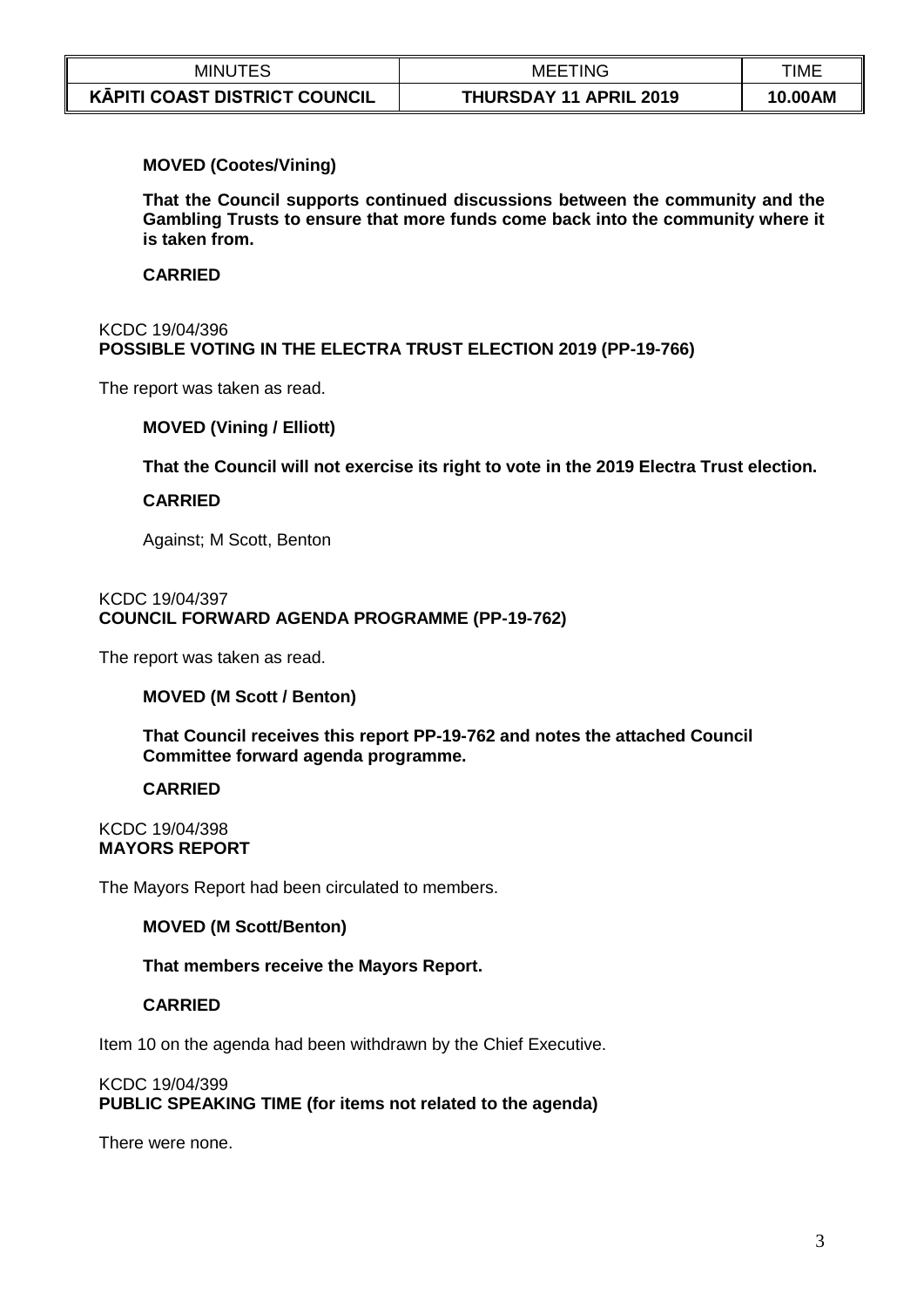**MOVED (Cootes/Vining)**

**That the Council supports continued discussions between the community and the Gambling Trusts to ensure that more funds come back into the community where it is taken from.**

**CARRIED**

KCDC 19/04/396
**POSSIBLE VOTING IN THE ELECTRA TRUST ELECTION 2019 (PP-19-766)**

The report was taken as read.

**MOVED (Vining / Elliott)**

**That the Council will not exercise its right to vote in the 2019 Electra Trust election.**

**CARRIED**

Against; M Scott, Benton

KCDC 19/04/397
**COUNCIL FORWARD AGENDA PROGRAMME (PP-19-762)**

The report was taken as read.

**MOVED (M Scott / Benton)**

**That Council receives this report PP-19-762 and notes the attached Council Committee forward agenda programme.**

**CARRIED**

KCDC 19/04/398
**MAYORS REPORT**

The Mayors Report had been circulated to members.

**MOVED (M Scott/Benton)**

**That members receive the Mayors Report.**

**CARRIED**

Item 10 on the agenda had been withdrawn by the Chief Executive.

KCDC 19/04/399
**PUBLIC SPEAKING TIME (for items not related to the agenda)**

There were none.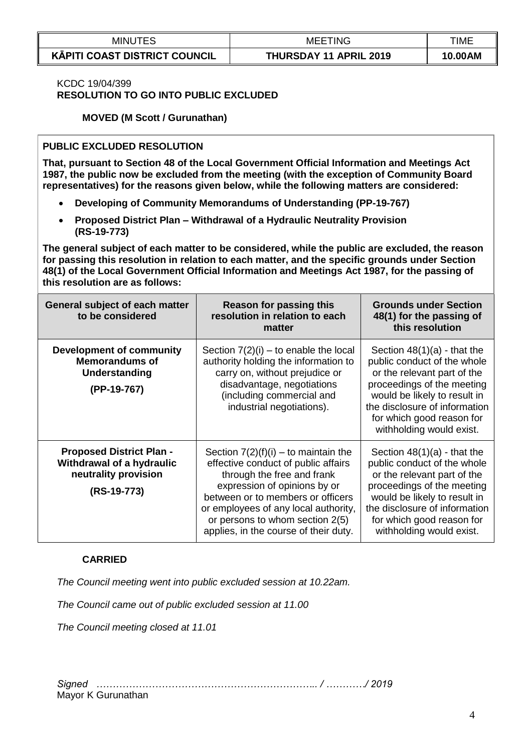KCDC 19/04/399

**RESOLUTION TO GO INTO PUBLIC EXCLUDED**

**MOVED (M Scott / Gurunathan)**

**PUBLIC EXCLUDED RESOLUTION**

**That, pursuant to Section 48 of the Local Government Official Information and Meetings Act 1987, the public now be excluded from the meeting (with the exception of Community Board representatives) for the reasons given below, while the following matters are considered:**

- **Developing of Community Memorandums of Understanding (PP-19-767)**
- **Proposed District Plan – Withdrawal of a Hydraulic Neutrality Provision (RS-19-773)**

**The general subject of each matter to be considered, while the public are excluded, the reason for passing this resolution in relation to each matter, and the specific grounds under Section 48(1) of the Local Government Official Information and Meetings Act 1987, for the passing of this resolution are as follows:**

| General subject of each matter to be considered | Reason for passing this resolution in relation to each matter | Grounds under Section 48(1) for the passing of this resolution |
|---|---|---|
| **Development of community Memorandums of Understanding (PP-19-767)** | Section 7(2)(i) – to enable the local authority holding the information to carry on, without prejudice or disadvantage, negotiations (including commercial and industrial negotiations). | Section 48(1)(a) - that the public conduct of the whole or the relevant part of the proceedings of the meeting would be likely to result in the disclosure of information for which good reason for withholding would exist. |
| **Proposed District Plan - Withdrawal of a hydraulic neutrality provision (RS-19-773)** | Section 7(2)(f)(i) – to maintain the effective conduct of public affairs through the free and frank expression of opinions by or between or to members or officers or employees of any local authority, or persons to whom section 2(5) applies, in the course of their duty. | Section 48(1)(a) - that the public conduct of the whole or the relevant part of the proceedings of the meeting would be likely to result in the disclosure of information for which good reason for withholding would exist. |

**CARRIED**

*The Council meeting went into public excluded session at 10.22am.*

*The Council came out of public excluded session at 11.00*

*The Council meeting closed at 11.01*

*Signed ………………………………………………………….. / …………/ 2019*

Mayor K Gurunathan